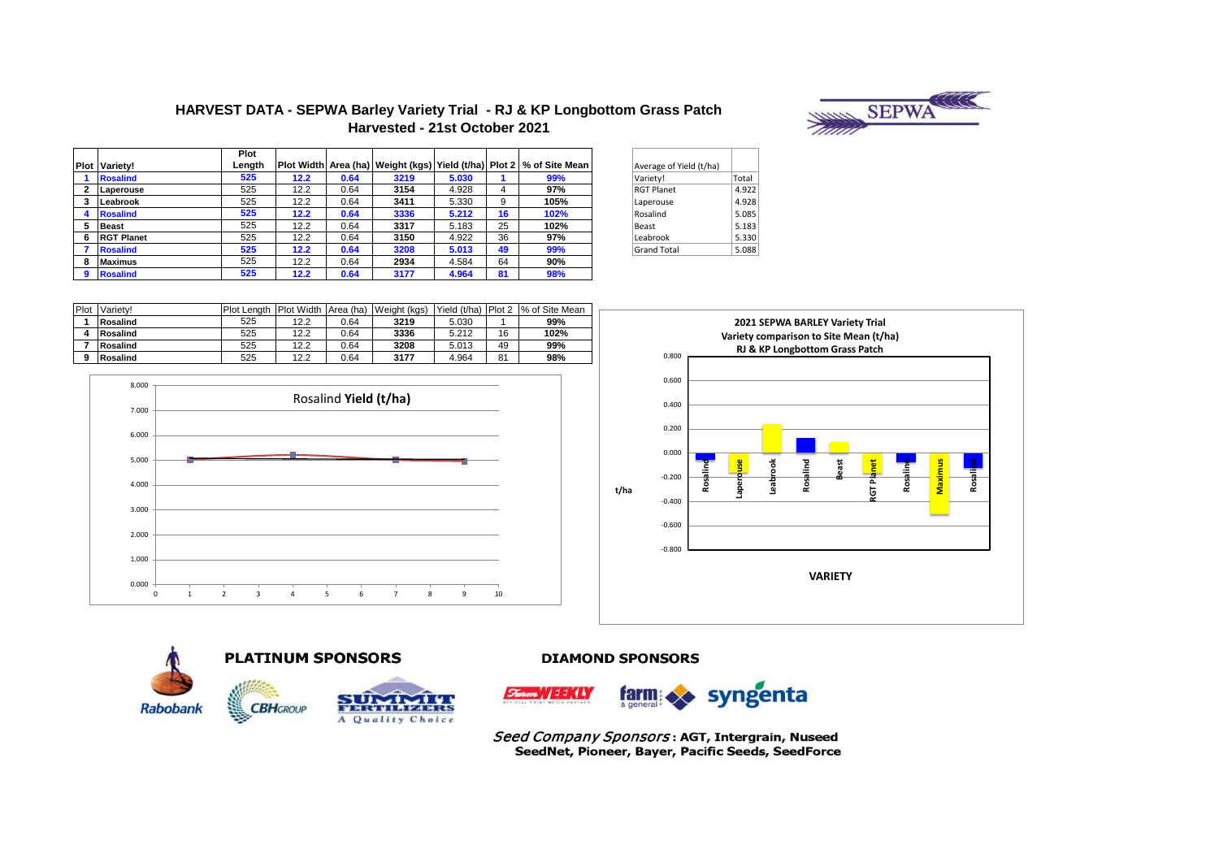# HARVEST DATA - SEPWA Barley Variety Trial - RJ & KP Longbottom Grass Patch

## Harvested - 21st October 2021

| Plot | Variety! | Plot Length | Plot Width | Area (ha) | Weight (kgs) | Yield (t/ha) | Plot 2 | % of Site Mean |
|---|---|---|---|---|---|---|---|---|
| 1 | Rosalind | 525 | 12.2 | 0.64 | 3219 | 5.030 | 1 | 99% |
| 2 | Laperouse | 525 | 12.2 | 0.64 | 3154 | 4.928 | 4 | 97% |
| 3 | Leabrook | 525 | 12.2 | 0.64 | 3411 | 5.330 | 9 | 105% |
| 4 | Rosalind | 525 | 12.2 | 0.64 | 3336 | 5.212 | 16 | 102% |
| 5 | Beast | 525 | 12.2 | 0.64 | 3317 | 5.183 | 25 | 102% |
| 6 | RGT Planet | 525 | 12.2 | 0.64 | 3150 | 4.922 | 36 | 97% |
| 7 | Rosalind | 525 | 12.2 | 0.64 | 3208 | 5.013 | 49 | 99% |
| 8 | Maximus | 525 | 12.2 | 0.64 | 2934 | 4.584 | 64 | 90% |
| 9 | Rosalind | 525 | 12.2 | 0.64 | 3177 | 4.964 | 81 | 98% |

| Average of Yield (t/ha) | |
|---|---|
| Variety! | Total |
| RGT Planet | 4.922 |
| Laperouse | 4.928 |
| Rosalind | 5.085 |
| Beast | 5.183 |
| Leabrook | 5.330 |
| Grand Total | 5.088 |

| Plot | Variety! | Plot Length | Plot Width | Area (ha) | Weight (kgs) | Yield (t/ha) | Plot 2 | % of Site Mean |
|---|---|---|---|---|---|---|---|---|
| 1 | Rosalind | 525 | 12.2 | 0.64 | 3219 | 5.030 | 1 | 99% |
| 4 | Rosalind | 525 | 12.2 | 0.64 | 3336 | 5.212 | 16 | 102% |
| 7 | Rosalind | 525 | 12.2 | 0.64 | 3208 | 5.013 | 49 | 99% |
| 9 | Rosalind | 525 | 12.2 | 0.64 | 3177 | 4.964 | 81 | 98% |

Rosalind **Yield (t/ha)**

**2021 SEPWA BARLEY Variety Trial**
**Variety comparison to Site Mean (t/ha)**
**RJ & KP Longbottom Grass Patch**

**PLATINUM SPONSORS**

Rabobank, CBH GROUP, SUMMIT FERTILIZERS A Quality Choice

**DIAMOND SPONSORS**

Farm Weekly, farm & general, syngenta

*Seed Company Sponsors*: **AGT, Intergrain, Nuseed SeedNet, Pioneer, Bayer, Pacific Seeds, SeedForce**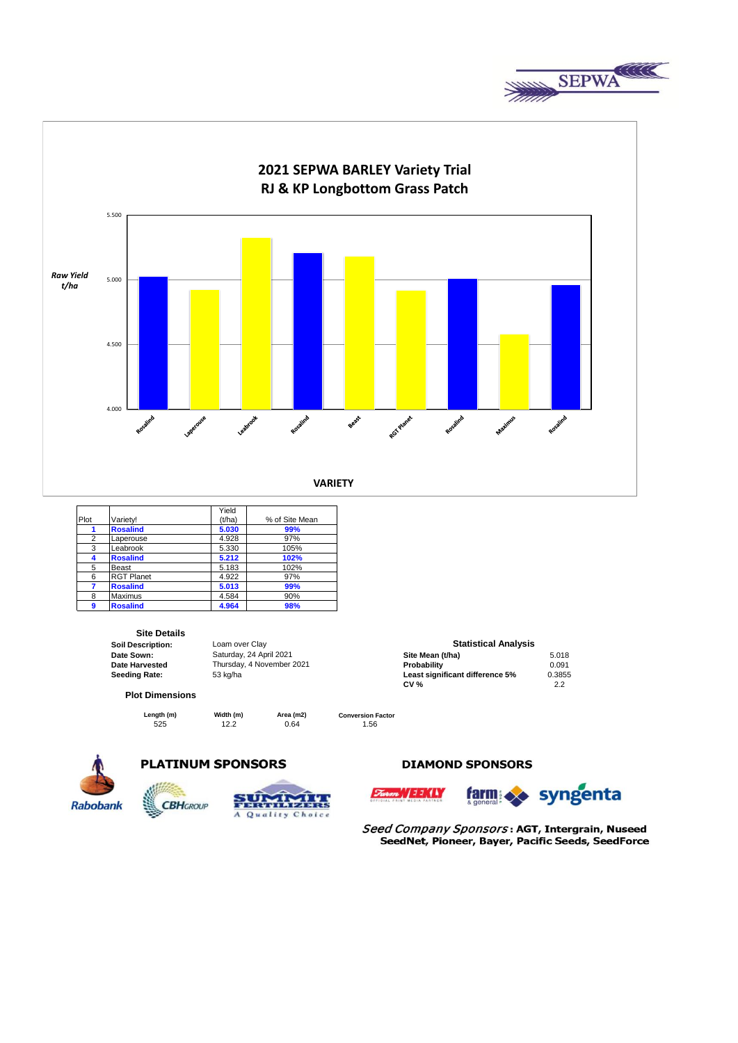## 2021 SEPWA BARLEY Variety Trial
## RJ & KP Longbottom Grass Patch

Raw Yield t/ha

5.500
5.000
4.500
4.000

Rosalind, Laperouse, Leabrook, Rosalind, Beast, RGT Planet, Rosalind, Maximus, Rosalind

VARIETY

| Plot | Variety! | Yield (t/ha) | % of Site Mean |
|---|---|---|---|
| **1** | **Rosalind** | **5.030** | **99%** |
| 2 | Laperouse | 4.928 | 97% |
| 3 | Leabrook | 5.330 | 105% |
| **4** | **Rosalind** | **5.212** | **102%** |
| 5 | Beast | 5.183 | 102% |
| 6 | RGT Planet | 4.922 | 97% |
| **7** | **Rosalind** | **5.013** | **99%** |
| 8 | Maximus | 4.584 | 90% |
| **9** | **Rosalind** | **4.964** | **98%** |

### Site Details

| | |
|---|---|
| **Soil Description:** | Loam over Clay |
| **Date Sown:** | Saturday, 24 April 2021 |
| **Date Harvested** | Thursday, 4 November 2021 |
| **Seeding Rate:** | 53 kg/ha |

### Statistical Analysis

| | |
|---|---|
| **Site Mean (t/ha)** | 5.018 |
| **Probability** | 0.091 |
| **Least significant difference 5%** | 0.3855 |
| **CV %** | 2.2 |

### Plot Dimensions

| Length (m) | Width (m) | Area (m2) | Conversion Factor |
|---|---|---|---|
| 525 | 12.2 | 0.64 | 1.56 |

**PLATINUM SPONSORS**

Rabobank, CBH Group, Summit Fertilizers

**DIAMOND SPONSORS**

Farm Weekly, farm & general, syngenta

*Seed Company Sponsors*: **AGT, Intergrain, Nuseed SeedNet, Pioneer, Bayer, Pacific Seeds, SeedForce**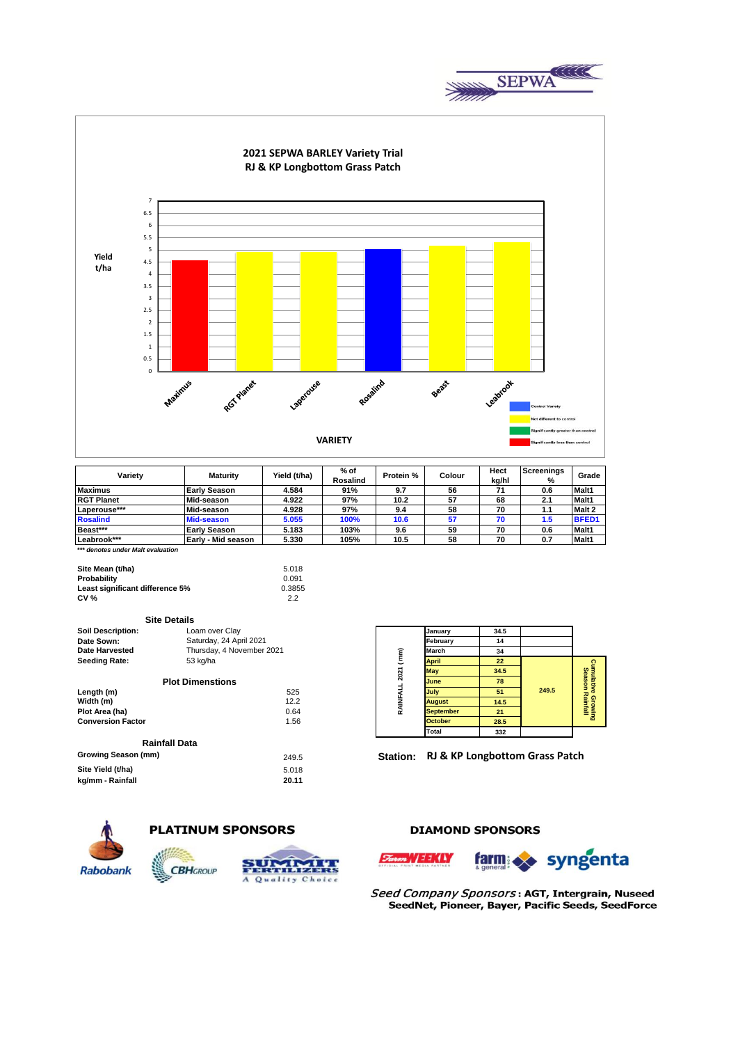SEPWA

## 2021 SEPWA BARLEY Variety Trial
## RJ & KP Longbottom Grass Patch

Yield t/ha

7
6.5
6
5.5
5
4.5
4
3.5
3
2.5
2
1.5
1
0.5
0

Maximus
RGT Planet
Laperouse
Rosalind
Beast
Leabrook

VARIETY

Control Variety
Not different to control
Significantly greater than control
Significantly less than control

| Variety | Maturity | Yield (t/ha) | % of Rosalind | Protein % | Colour | Hect kg/hl | Screenings % | Grade |
|---|---|---|---|---|---|---|---|---|
| Maximus | Early Season | 4.584 | 91% | 9.7 | 56 | 71 | 0.6 | Malt1 |
| RGT Planet | Mid-season | 4.922 | 97% | 10.2 | 57 | 68 | 2.1 | Malt1 |
| Laperouse*** | Mid-season | 4.928 | 97% | 9.4 | 58 | 70 | 1.1 | Malt 2 |
| Rosalind | Mid-season | 5.055 | 100% | 10.6 | 57 | 70 | 1.5 | BFED1 |
| Beast*** | Early Season | 5.183 | 103% | 9.6 | 59 | 70 | 0.6 | Malt1 |
| Leabrook*** | Early - Mid season | 5.330 | 105% | 10.5 | 58 | 70 | 0.7 | Malt1 |

*\*\*\* denotes under Malt evaluation*

| | |
|---|---|
| **Site Mean (t/ha)** | 5.018 |
| **Probability** | 0.091 |
| **Least significant difference 5%** | 0.3855 |
| **CV %** | 2.2 |

### Site Details

| | |
|---|---|
| **Soil Description:** | Loam over Clay |
| **Date Sown:** | Saturday, 24 April 2021 |
| **Date Harvested** | Thursday, 4 November 2021 |
| **Seeding Rate:** | 53 kg/ha |

### Plot Dimenstions

| | |
|---|---|
| **Length (m)** | 525 |
| **Width (m)** | 12.2 |
| **Plot Area (ha)** | 0.64 |
| **Conversion Factor** | 1.56 |

### Rainfall Data

| | |
|---|---|
| **Growing Season (mm)** | 249.5 |
| **Site Yield (t/ha)** | 5.018 |
| **kg/mm - Rainfall** | 20.11 |

RAINFALL 2021 ( mm)

| Month | Rainfall | Cumulative Growing Season Rainfall |
|---|---|---|
| January | 34.5 | |
| February | 14 | |
| March | 34 | |
| April | 22 | 249.5 |
| May | 34.5 | |
| June | 78 | |
| July | 51 | |
| August | 14.5 | |
| September | 21 | |
| October | 28.5 | |
| Total | 332 | |

**Station: RJ & KP Longbottom Grass Patch**

**PLATINUM SPONSORS**

Rabobank, CBH Group, Summit Fertilizers – A Quality Choice

**DIAMOND SPONSORS**

Farm Weekly, farm & general, syngenta

*Seed Company Sponsors* **: AGT, Intergrain, Nuseed SeedNet, Pioneer, Bayer, Pacific Seeds, SeedForce**